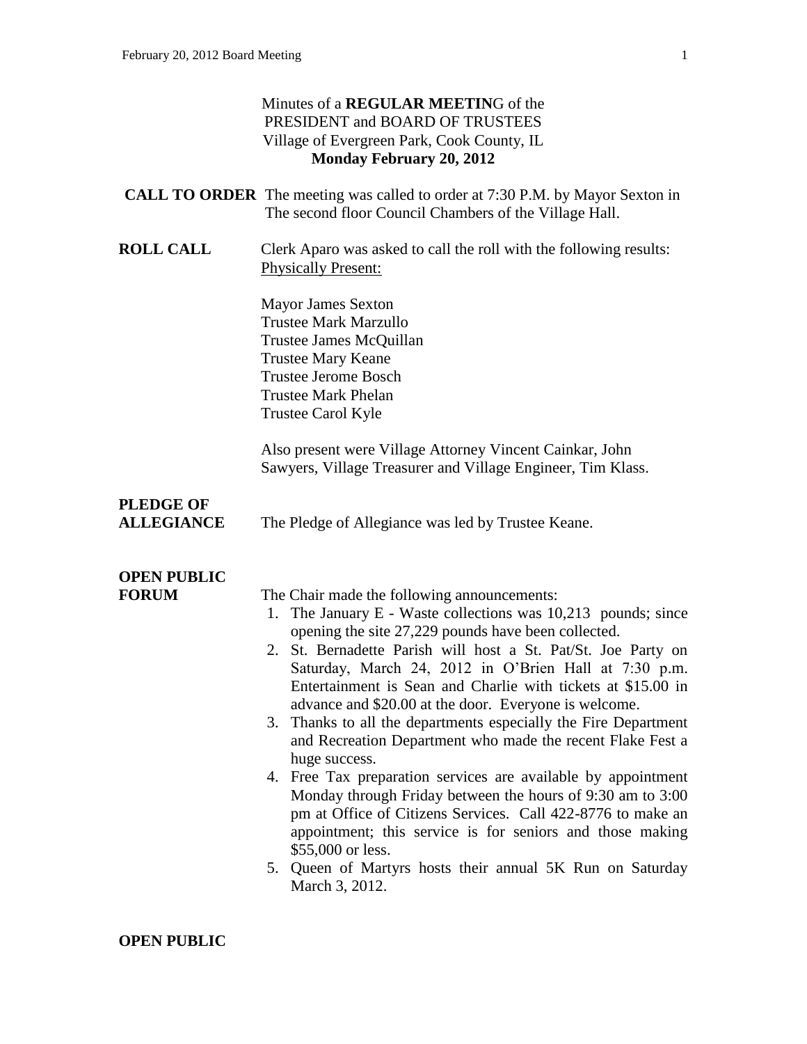Minutes of a **REGULAR MEETIN**G of the
PRESIDENT and BOARD OF TRUSTEES
Village of Evergreen Park, Cook County, IL
**Monday February 20, 2012**

**CALL TO ORDER** The meeting was called to order at 7:30 P.M. by Mayor Sexton in The second floor Council Chambers of the Village Hall.

**ROLL CALL** Clerk Aparo was asked to call the roll with the following results:
Physically Present:

Mayor James Sexton
Trustee Mark Marzullo
Trustee James McQuillan
Trustee Mary Keane
Trustee Jerome Bosch
Trustee Mark Phelan
Trustee Carol Kyle

Also present were Village Attorney Vincent Cainkar, John Sawyers, Village Treasurer and Village Engineer, Tim Klass.

**PLEDGE OF ALLEGIANCE** The Pledge of Allegiance was led by Trustee Keane.

**OPEN PUBLIC FORUM** The Chair made the following announcements:

1. The January E - Waste collections was 10,213 pounds; since opening the site 27,229 pounds have been collected.
2. St. Bernadette Parish will host a St. Pat/St. Joe Party on Saturday, March 24, 2012 in O'Brien Hall at 7:30 p.m. Entertainment is Sean and Charlie with tickets at $15.00 in advance and $20.00 at the door. Everyone is welcome.
3. Thanks to all the departments especially the Fire Department and Recreation Department who made the recent Flake Fest a huge success.
4. Free Tax preparation services are available by appointment Monday through Friday between the hours of 9:30 am to 3:00 pm at Office of Citizens Services. Call 422-8776 to make an appointment; this service is for seniors and those making $55,000 or less.
5. Queen of Martyrs hosts their annual 5K Run on Saturday March 3, 2012.

**OPEN PUBLIC**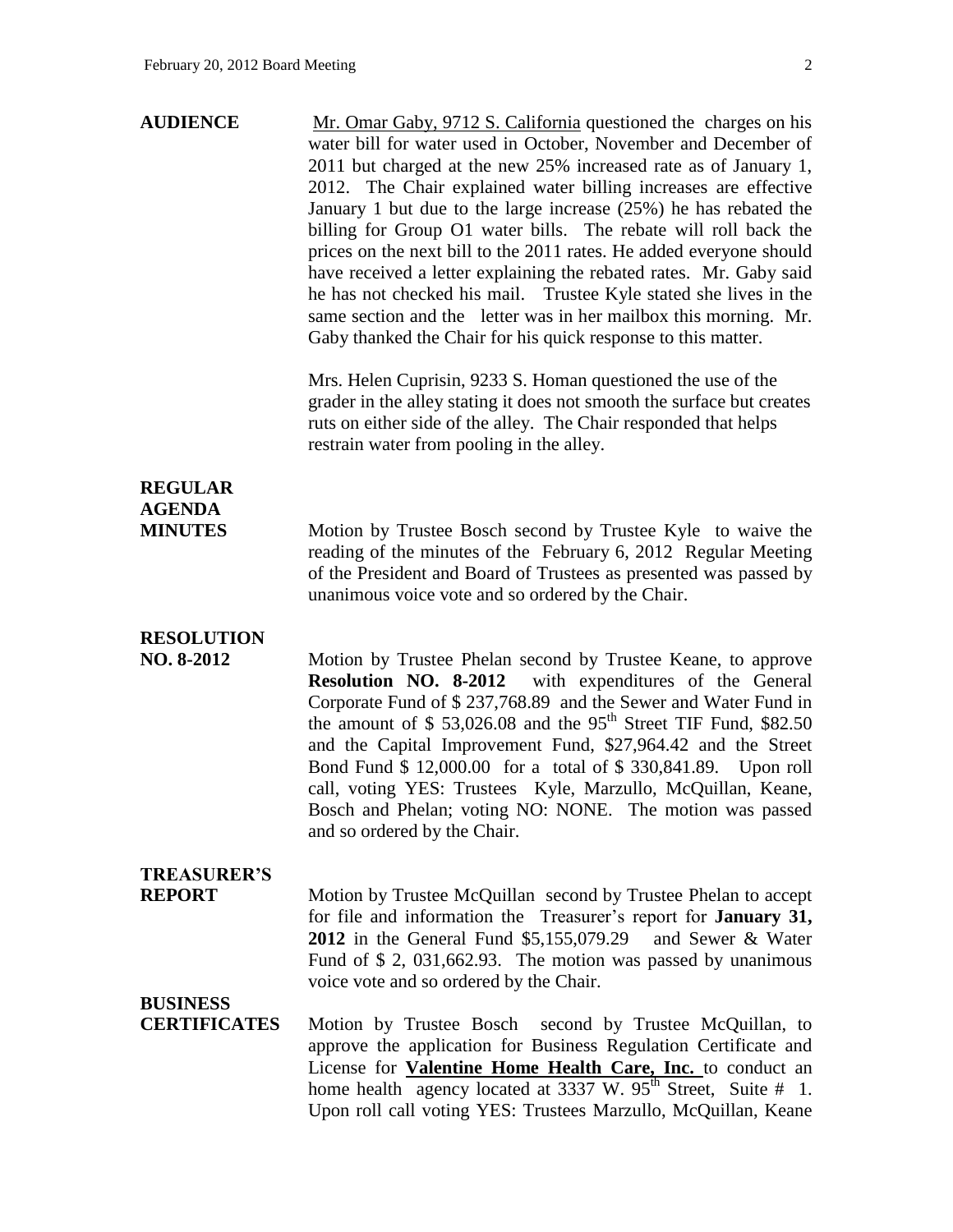**AUDIENCE**

Mr. Omar Gaby, 9712 S. California questioned the charges on his water bill for water used in October, November and December of 2011 but charged at the new 25% increased rate as of January 1, 2012. The Chair explained water billing increases are effective January 1 but due to the large increase (25%) he has rebated the billing for Group O1 water bills. The rebate will roll back the prices on the next bill to the 2011 rates. He added everyone should have received a letter explaining the rebated rates. Mr. Gaby said he has not checked his mail. Trustee Kyle stated she lives in the same section and the letter was in her mailbox this morning. Mr. Gaby thanked the Chair for his quick response to this matter.

Mrs. Helen Cuprisin, 9233 S. Homan questioned the use of the grader in the alley stating it does not smooth the surface but creates ruts on either side of the alley. The Chair responded that helps restrain water from pooling in the alley.

**REGULAR AGENDA**

**MINUTES**

Motion by Trustee Bosch second by Trustee Kyle to waive the reading of the minutes of the February 6, 2012 Regular Meeting of the President and Board of Trustees as presented was passed by unanimous voice vote and so ordered by the Chair.

**RESOLUTION NO. 8-2012**

Motion by Trustee Phelan second by Trustee Keane, to approve **Resolution NO. 8-2012** with expenditures of the General Corporate Fund of $ 237,768.89 and the Sewer and Water Fund in the amount of $ 53,026.08 and the 95th Street TIF Fund, $82.50 and the Capital Improvement Fund, $27,964.42 and the Street Bond Fund $ 12,000.00 for a total of $ 330,841.89. Upon roll call, voting YES: Trustees Kyle, Marzullo, McQuillan, Keane, Bosch and Phelan; voting NO: NONE. The motion was passed and so ordered by the Chair.

**TREASURER'S REPORT**

Motion by Trustee McQuillan second by Trustee Phelan to accept for file and information the Treasurer's report for **January 31, 2012** in the General Fund $5,155,079.29 and Sewer & Water Fund of $ 2, 031,662.93. The motion was passed by unanimous voice vote and so ordered by the Chair.

**BUSINESS CERTIFICATES**

Motion by Trustee Bosch second by Trustee McQuillan, to approve the application for Business Regulation Certificate and License for **Valentine Home Health Care, Inc.** to conduct an home health agency located at 3337 W. 95th Street, Suite # 1. Upon roll call voting YES: Trustees Marzullo, McQuillan, Keane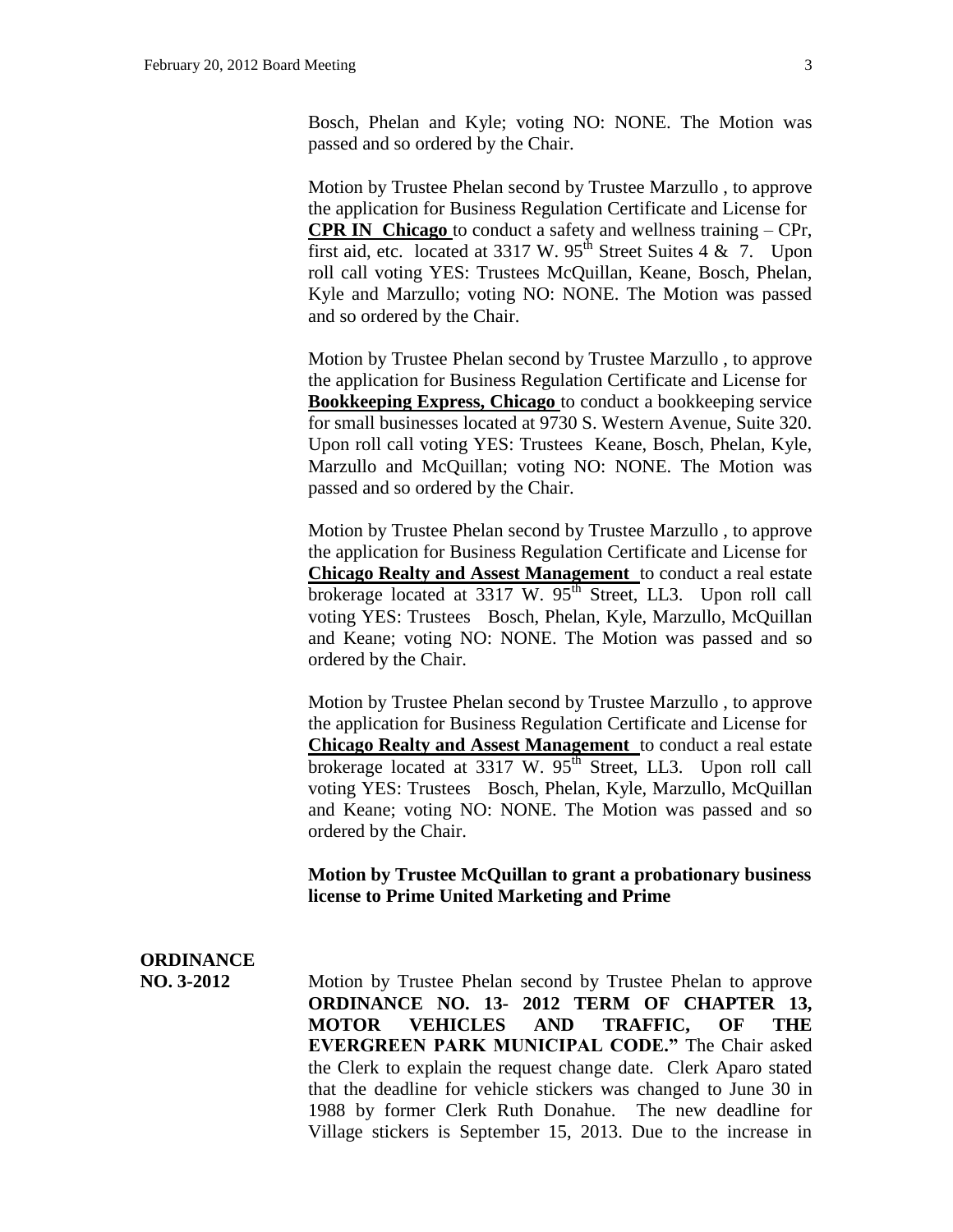Bosch, Phelan and Kyle; voting NO: NONE. The Motion was passed and so ordered by the Chair.

Motion by Trustee Phelan second by Trustee Marzullo , to approve the application for Business Regulation Certificate and License for **CPR IN Chicago** to conduct a safety and wellness training – CPr, first aid, etc. located at 3317 W. 95th Street Suites 4 & 7. Upon roll call voting YES: Trustees McQuillan, Keane, Bosch, Phelan, Kyle and Marzullo; voting NO: NONE. The Motion was passed and so ordered by the Chair.

Motion by Trustee Phelan second by Trustee Marzullo , to approve the application for Business Regulation Certificate and License for **Bookkeeping Express, Chicago** to conduct a bookkeeping service for small businesses located at 9730 S. Western Avenue, Suite 320. Upon roll call voting YES: Trustees Keane, Bosch, Phelan, Kyle, Marzullo and McQuillan; voting NO: NONE. The Motion was passed and so ordered by the Chair.

Motion by Trustee Phelan second by Trustee Marzullo , to approve the application for Business Regulation Certificate and License for **Chicago Realty and Assest Management** to conduct a real estate brokerage located at 3317 W. 95th Street, LL3. Upon roll call voting YES: Trustees Bosch, Phelan, Kyle, Marzullo, McQuillan and Keane; voting NO: NONE. The Motion was passed and so ordered by the Chair.

Motion by Trustee Phelan second by Trustee Marzullo , to approve the application for Business Regulation Certificate and License for **Chicago Realty and Assest Management** to conduct a real estate brokerage located at 3317 W. 95th Street, LL3. Upon roll call voting YES: Trustees Bosch, Phelan, Kyle, Marzullo, McQuillan and Keane; voting NO: NONE. The Motion was passed and so ordered by the Chair.

**Motion by Trustee McQuillan to grant a probationary business license to Prime United Marketing and Prime**

**ORDINANCE NO. 3-2012**

Motion by Trustee Phelan second by Trustee Phelan to approve **ORDINANCE NO. 13- 2012 TERM OF CHAPTER 13, MOTOR VEHICLES AND TRAFFIC, OF THE EVERGREEN PARK MUNICIPAL CODE."** The Chair asked the Clerk to explain the request change date. Clerk Aparo stated that the deadline for vehicle stickers was changed to June 30 in 1988 by former Clerk Ruth Donahue. The new deadline for Village stickers is September 15, 2013. Due to the increase in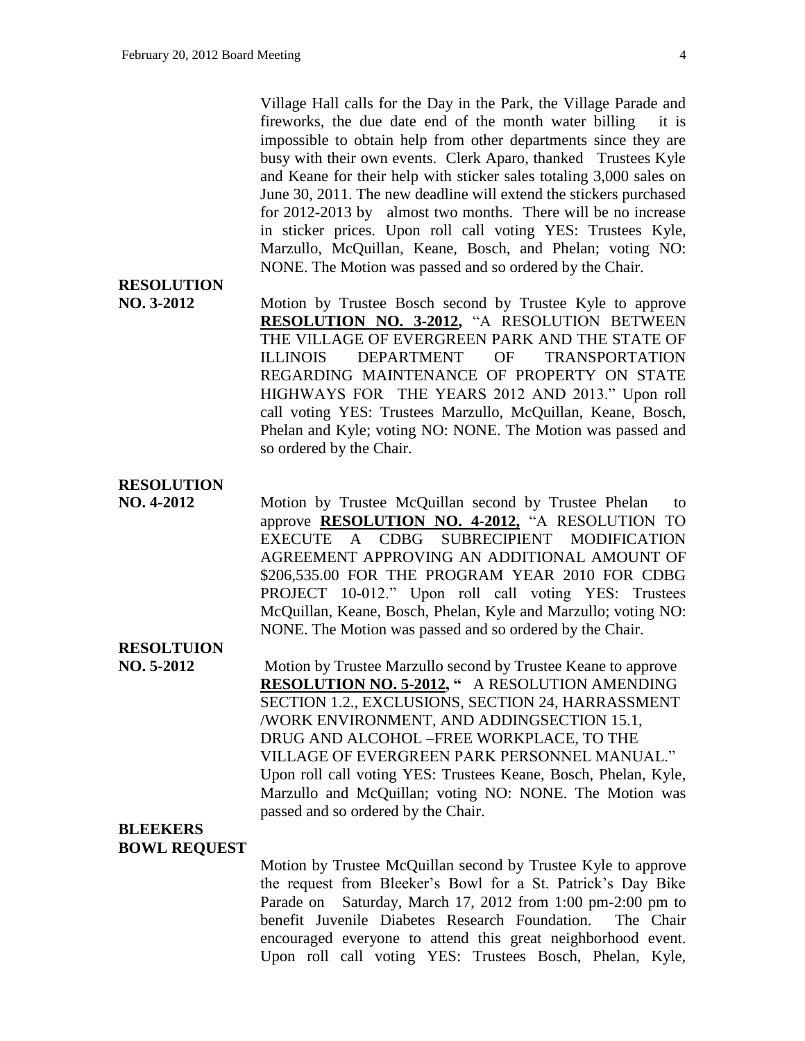Village Hall calls for the Day in the Park, the Village Parade and fireworks, the due date end of the month water billing it is impossible to obtain help from other departments since they are busy with their own events. Clerk Aparo, thanked Trustees Kyle and Keane for their help with sticker sales totaling 3,000 sales on June 30, 2011. The new deadline will extend the stickers purchased for 2012-2013 by almost two months. There will be no increase in sticker prices. Upon roll call voting YES: Trustees Kyle, Marzullo, McQuillan, Keane, Bosch, and Phelan; voting NO: NONE. The Motion was passed and so ordered by the Chair.

**RESOLUTION NO. 3-2012**

Motion by Trustee Bosch second by Trustee Kyle to approve **RESOLUTION NO. 3-2012,** "A RESOLUTION BETWEEN THE VILLAGE OF EVERGREEN PARK AND THE STATE OF ILLINOIS DEPARTMENT OF TRANSPORTATION REGARDING MAINTENANCE OF PROPERTY ON STATE HIGHWAYS FOR THE YEARS 2012 AND 2013." Upon roll call voting YES: Trustees Marzullo, McQuillan, Keane, Bosch, Phelan and Kyle; voting NO: NONE. The Motion was passed and so ordered by the Chair.

**RESOLUTION NO. 4-2012**

Motion by Trustee McQuillan second by Trustee Phelan to approve **RESOLUTION NO. 4-2012,** "A RESOLUTION TO EXECUTE A CDBG SUBRECIPIENT MODIFICATION AGREEMENT APPROVING AN ADDITIONAL AMOUNT OF \$206,535.00 FOR THE PROGRAM YEAR 2010 FOR CDBG PROJECT 10-012." Upon roll call voting YES: Trustees McQuillan, Keane, Bosch, Phelan, Kyle and Marzullo; voting NO: NONE. The Motion was passed and so ordered by the Chair.

**RESOLTUION NO. 5-2012**

Motion by Trustee Marzullo second by Trustee Keane to approve **RESOLUTION NO. 5-2012, "** A RESOLUTION AMENDING SECTION 1.2., EXCLUSIONS, SECTION 24, HARRASSMENT /WORK ENVIRONMENT, AND ADDINGSECTION 15.1, DRUG AND ALCOHOL –FREE WORKPLACE, TO THE VILLAGE OF EVERGREEN PARK PERSONNEL MANUAL." Upon roll call voting YES: Trustees Keane, Bosch, Phelan, Kyle, Marzullo and McQuillan; voting NO: NONE. The Motion was passed and so ordered by the Chair.

**BLEEKERS BOWL REQUEST**

Motion by Trustee McQuillan second by Trustee Kyle to approve the request from Bleeker's Bowl for a St. Patrick's Day Bike Parade on Saturday, March 17, 2012 from 1:00 pm-2:00 pm to benefit Juvenile Diabetes Research Foundation. The Chair encouraged everyone to attend this great neighborhood event. Upon roll call voting YES: Trustees Bosch, Phelan, Kyle,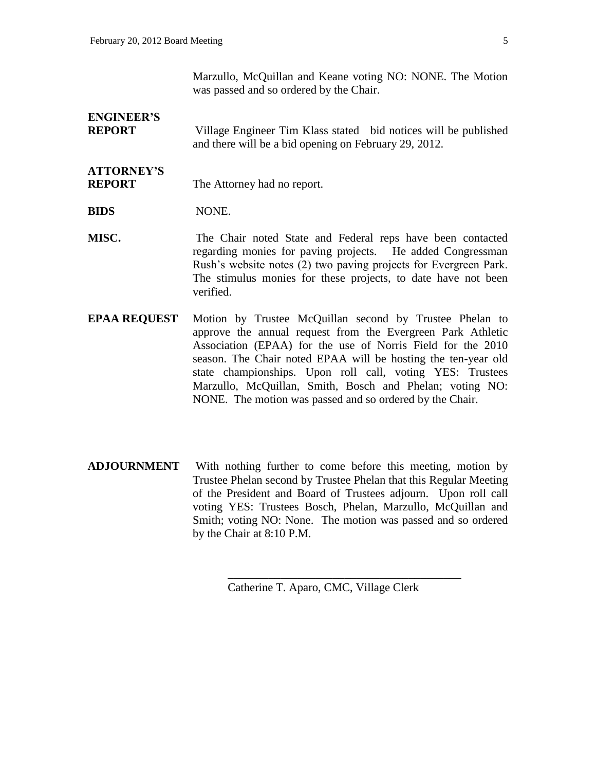Marzullo, McQuillan and Keane voting NO: NONE. The Motion was passed and so ordered by the Chair.

**ENGINEER'S REPORT** Village Engineer Tim Klass stated bid notices will be published and there will be a bid opening on February 29, 2012.

**ATTORNEY'S REPORT** The Attorney had no report.

**BIDS** NONE.

**MISC.** The Chair noted State and Federal reps have been contacted regarding monies for paving projects. He added Congressman Rush's website notes (2) two paving projects for Evergreen Park. The stimulus monies for these projects, to date have not been verified.

**EPAA REQUEST** Motion by Trustee McQuillan second by Trustee Phelan to approve the annual request from the Evergreen Park Athletic Association (EPAA) for the use of Norris Field for the 2010 season. The Chair noted EPAA will be hosting the ten-year old state championships. Upon roll call, voting YES: Trustees Marzullo, McQuillan, Smith, Bosch and Phelan; voting NO: NONE. The motion was passed and so ordered by the Chair.

**ADJOURNMENT** With nothing further to come before this meeting, motion by Trustee Phelan second by Trustee Phelan that this Regular Meeting of the President and Board of Trustees adjourn. Upon roll call voting YES: Trustees Bosch, Phelan, Marzullo, McQuillan and Smith; voting NO: None. The motion was passed and so ordered by the Chair at 8:10 P.M.

\_\_\_\_\_\_\_\_\_\_\_\_\_\_\_\_\_\_\_\_\_\_\_\_\_\_\_\_\_\_\_\_\_\_\_\_\_\_\_\_

Catherine T. Aparo, CMC, Village Clerk